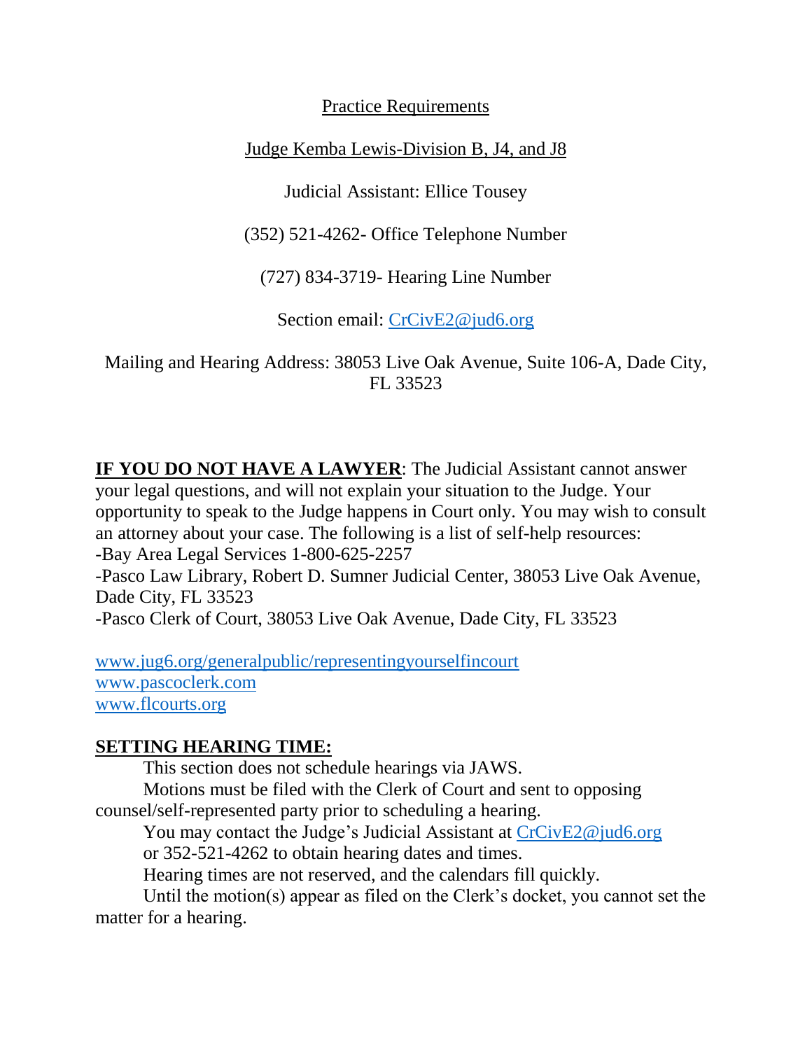Practice Requirements

Judge Kemba Lewis-Division B, J4, and J8

Judicial Assistant: Ellice Tousey

(352) 521-4262- Office Telephone Number

(727) 834-3719- Hearing Line Number

Section email: CrCivE2@jud6.org

Mailing and Hearing Address: 38053 Live Oak Avenue, Suite 106-A, Dade City, FL 33523

**IF YOU DO NOT HAVE A LAWYER**: The Judicial Assistant cannot answer your legal questions, and will not explain your situation to the Judge. Your opportunity to speak to the Judge happens in Court only. You may wish to consult an attorney about your case. The following is a list of self-help resources:
-Bay Area Legal Services 1-800-625-2257
-Pasco Law Library, Robert D. Sumner Judicial Center, 38053 Live Oak Avenue, Dade City, FL 33523
-Pasco Clerk of Court, 38053 Live Oak Avenue, Dade City, FL 33523

www.jug6.org/generalpublic/representingyourselfincourt
www.pascoclerk.com
www.flcourts.org

**SETTING HEARING TIME:**

This section does not schedule hearings via JAWS.

Motions must be filed with the Clerk of Court and sent to opposing counsel/self-represented party prior to scheduling a hearing.

You may contact the Judge's Judicial Assistant at CrCivE2@jud6.org or 352-521-4262 to obtain hearing dates and times.

Hearing times are not reserved, and the calendars fill quickly.

Until the motion(s) appear as filed on the Clerk's docket, you cannot set the matter for a hearing.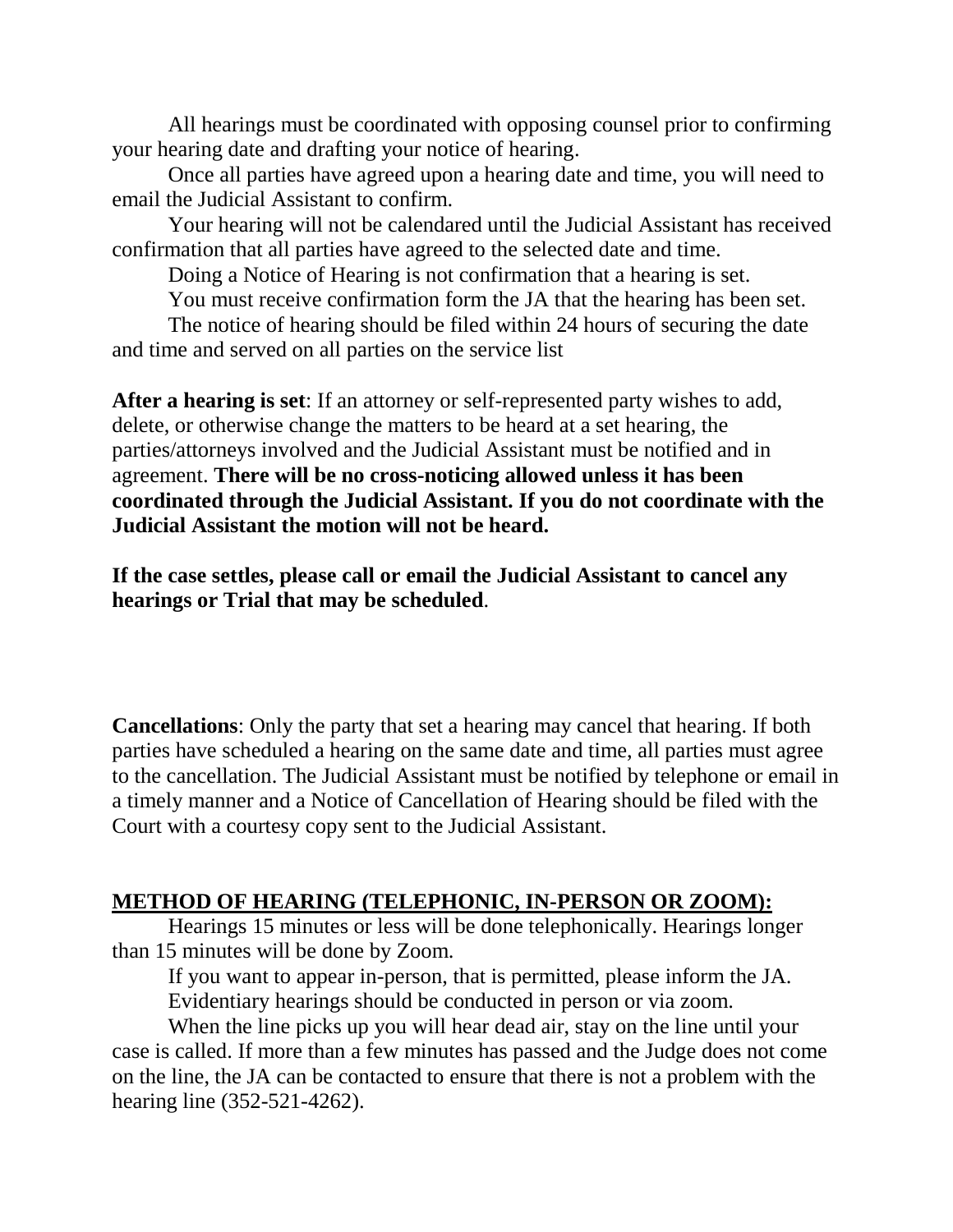All hearings must be coordinated with opposing counsel prior to confirming your hearing date and drafting your notice of hearing.

Once all parties have agreed upon a hearing date and time, you will need to email the Judicial Assistant to confirm.

Your hearing will not be calendared until the Judicial Assistant has received confirmation that all parties have agreed to the selected date and time.

Doing a Notice of Hearing is not confirmation that a hearing is set.

You must receive confirmation form the JA that the hearing has been set.

The notice of hearing should be filed within 24 hours of securing the date and time and served on all parties on the service list

**After a hearing is set**: If an attorney or self-represented party wishes to add, delete, or otherwise change the matters to be heard at a set hearing, the parties/attorneys involved and the Judicial Assistant must be notified and in agreement. **There will be no cross-noticing allowed unless it has been coordinated through the Judicial Assistant. If you do not coordinate with the Judicial Assistant the motion will not be heard.**

**If the case settles, please call or email the Judicial Assistant to cancel any hearings or Trial that may be scheduled**.

**Cancellations**: Only the party that set a hearing may cancel that hearing. If both parties have scheduled a hearing on the same date and time, all parties must agree to the cancellation. The Judicial Assistant must be notified by telephone or email in a timely manner and a Notice of Cancellation of Hearing should be filed with the Court with a courtesy copy sent to the Judicial Assistant.

**METHOD OF HEARING (TELEPHONIC, IN-PERSON OR ZOOM):**

Hearings 15 minutes or less will be done telephonically. Hearings longer than 15 minutes will be done by Zoom.

If you want to appear in-person, that is permitted, please inform the JA.

Evidentiary hearings should be conducted in person or via zoom.

When the line picks up you will hear dead air, stay on the line until your case is called. If more than a few minutes has passed and the Judge does not come on the line, the JA can be contacted to ensure that there is not a problem with the hearing line (352-521-4262).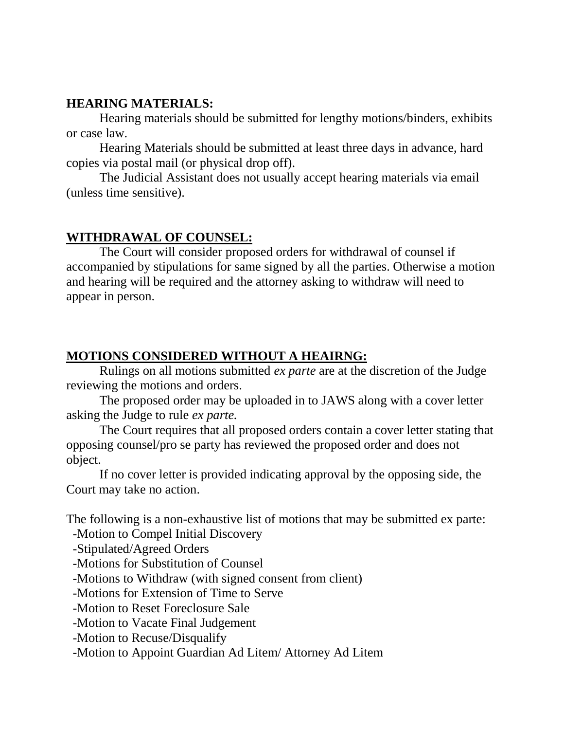**HEARING MATERIALS:**

Hearing materials should be submitted for lengthy motions/binders, exhibits or case law.

Hearing Materials should be submitted at least three days in advance, hard copies via postal mail (or physical drop off).

The Judicial Assistant does not usually accept hearing materials via email (unless time sensitive).

**WITHDRAWAL OF COUNSEL:**

The Court will consider proposed orders for withdrawal of counsel if accompanied by stipulations for same signed by all the parties. Otherwise a motion and hearing will be required and the attorney asking to withdraw will need to appear in person.

**MOTIONS CONSIDERED WITHOUT A HEAIRNG:**

Rulings on all motions submitted *ex parte* are at the discretion of the Judge reviewing the motions and orders.

The proposed order may be uploaded in to JAWS along with a cover letter asking the Judge to rule *ex parte.*

The Court requires that all proposed orders contain a cover letter stating that opposing counsel/pro se party has reviewed the proposed order and does not object.

If no cover letter is provided indicating approval by the opposing side, the Court may take no action.

The following is a non-exhaustive list of motions that may be submitted ex parte:

-Motion to Compel Initial Discovery
-Stipulated/Agreed Orders
-Motions for Substitution of Counsel
-Motions to Withdraw (with signed consent from client)
-Motions for Extension of Time to Serve
-Motion to Reset Foreclosure Sale
-Motion to Vacate Final Judgement
-Motion to Recuse/Disqualify
-Motion to Appoint Guardian Ad Litem/ Attorney Ad Litem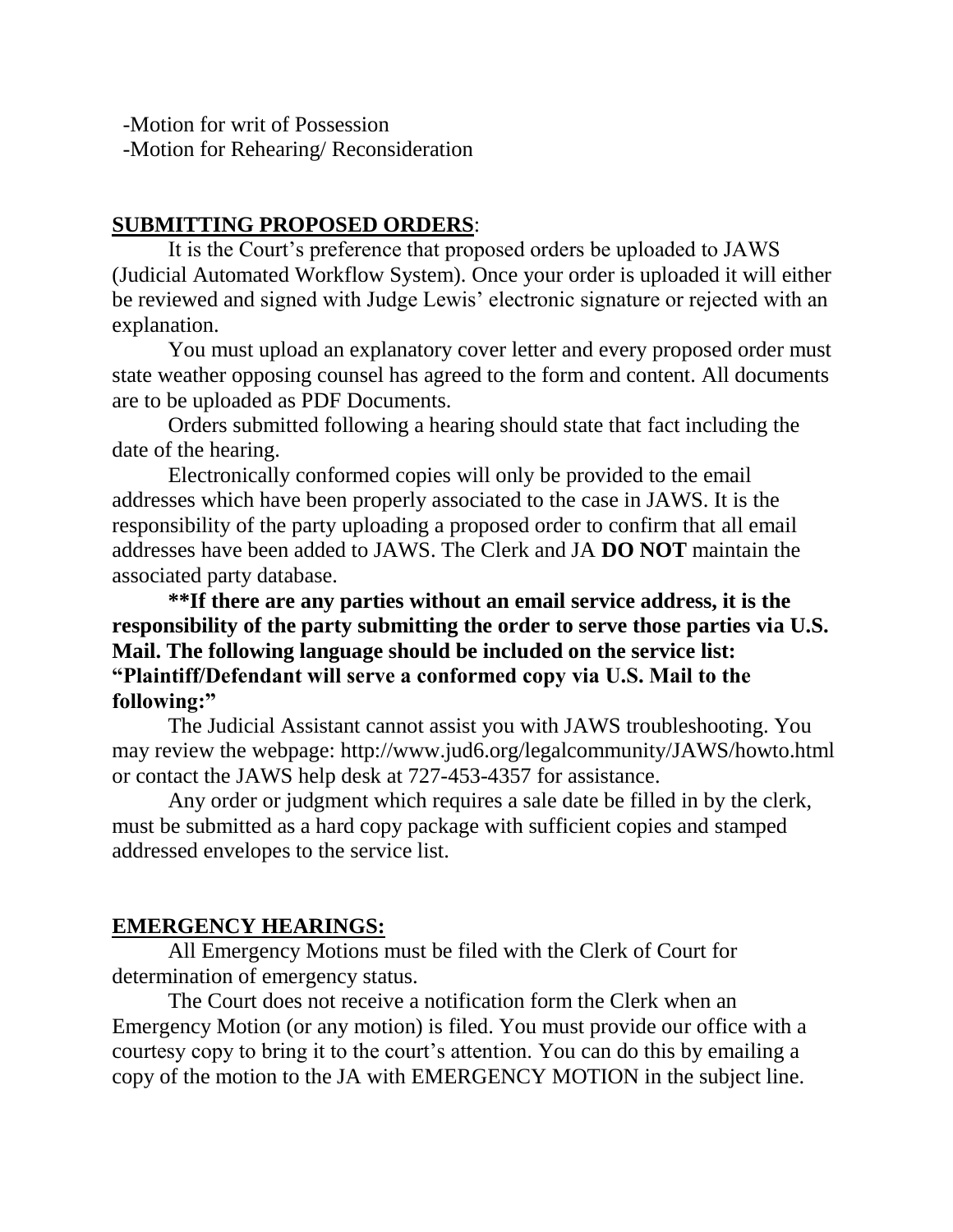-Motion for writ of Possession
-Motion for Rehearing/ Reconsideration

## **SUBMITTING PROPOSED ORDERS**:

It is the Court's preference that proposed orders be uploaded to JAWS (Judicial Automated Workflow System). Once your order is uploaded it will either be reviewed and signed with Judge Lewis' electronic signature or rejected with an explanation.

You must upload an explanatory cover letter and every proposed order must state weather opposing counsel has agreed to the form and content. All documents are to be uploaded as PDF Documents.

Orders submitted following a hearing should state that fact including the date of the hearing.

Electronically conformed copies will only be provided to the email addresses which have been properly associated to the case in JAWS. It is the responsibility of the party uploading a proposed order to confirm that all email addresses have been added to JAWS. The Clerk and JA **DO NOT** maintain the associated party database.

**\*\*If there are any parties without an email service address, it is the responsibility of the party submitting the order to serve those parties via U.S. Mail. The following language should be included on the service list: "Plaintiff/Defendant will serve a conformed copy via U.S. Mail to the following:"**

The Judicial Assistant cannot assist you with JAWS troubleshooting. You may review the webpage: http://www.jud6.org/legalcommunity/JAWS/howto.html or contact the JAWS help desk at 727-453-4357 for assistance.

Any order or judgment which requires a sale date be filled in by the clerk, must be submitted as a hard copy package with sufficient copies and stamped addressed envelopes to the service list.

## **EMERGENCY HEARINGS:**

All Emergency Motions must be filed with the Clerk of Court for determination of emergency status.

The Court does not receive a notification form the Clerk when an Emergency Motion (or any motion) is filed. You must provide our office with a courtesy copy to bring it to the court's attention. You can do this by emailing a copy of the motion to the JA with EMERGENCY MOTION in the subject line.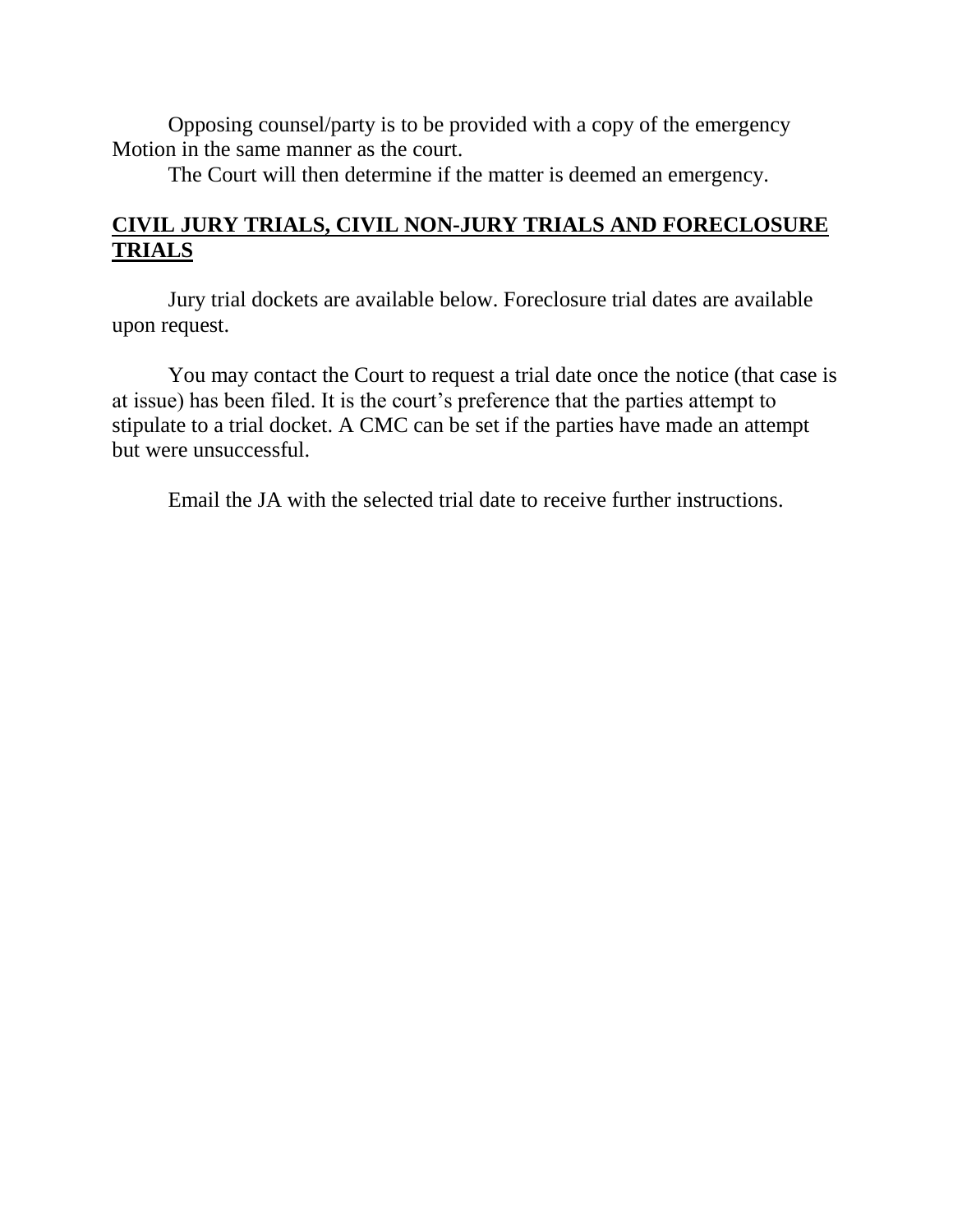Opposing counsel/party is to be provided with a copy of the emergency Motion in the same manner as the court.

The Court will then determine if the matter is deemed an emergency.

## **CIVIL JURY TRIALS, CIVIL NON-JURY TRIALS AND FORECLOSURE TRIALS**

Jury trial dockets are available below. Foreclosure trial dates are available upon request.

You may contact the Court to request a trial date once the notice (that case is at issue) has been filed. It is the court's preference that the parties attempt to stipulate to a trial docket. A CMC can be set if the parties have made an attempt but were unsuccessful.

Email the JA with the selected trial date to receive further instructions.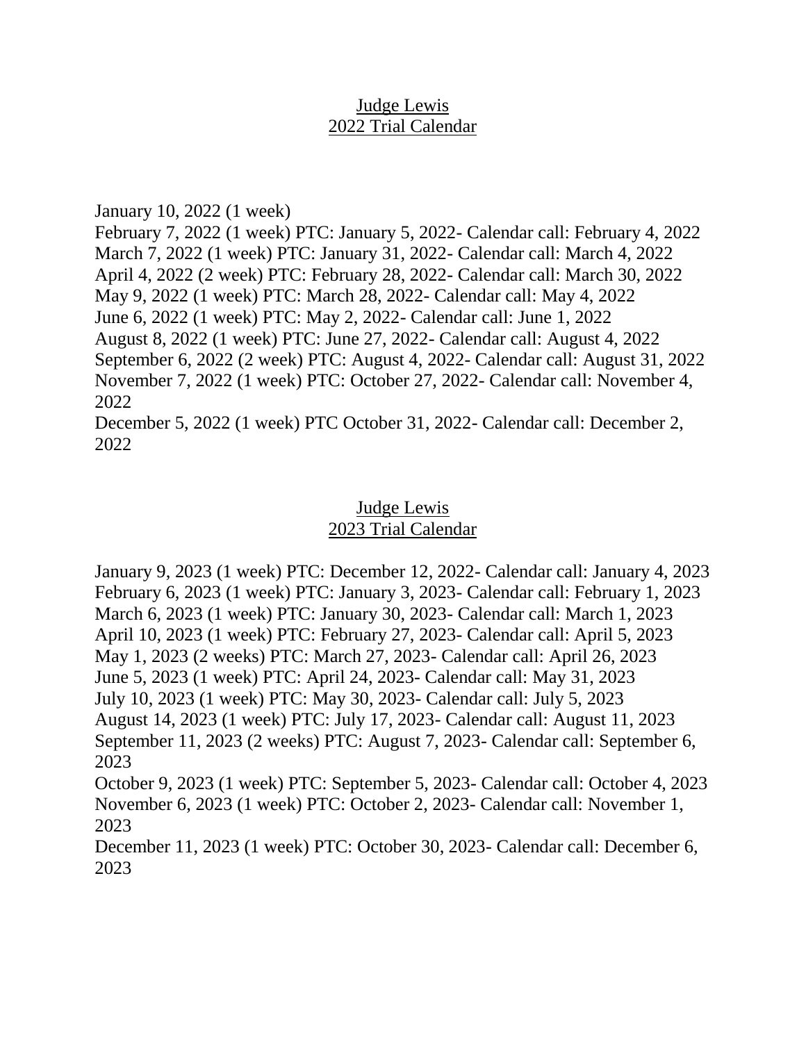Judge Lewis
2022 Trial Calendar

January 10, 2022 (1 week)
February 7, 2022 (1 week) PTC: January 5, 2022- Calendar call: February 4, 2022
March 7, 2022 (1 week) PTC: January 31, 2022- Calendar call: March 4, 2022
April 4, 2022 (2 week) PTC: February 28, 2022- Calendar call: March 30, 2022
May 9, 2022 (1 week) PTC: March 28, 2022- Calendar call: May 4, 2022
June 6, 2022 (1 week) PTC: May 2, 2022- Calendar call: June 1, 2022
August 8, 2022 (1 week) PTC: June 27, 2022- Calendar call: August 4, 2022
September 6, 2022 (2 week) PTC: August 4, 2022- Calendar call: August 31, 2022
November 7, 2022 (1 week) PTC: October 27, 2022- Calendar call: November 4, 2022
December 5, 2022 (1 week) PTC October 31, 2022- Calendar call: December 2, 2022

Judge Lewis
2023 Trial Calendar

January 9, 2023 (1 week) PTC: December 12, 2022- Calendar call: January 4, 2023
February 6, 2023 (1 week) PTC: January 3, 2023- Calendar call: February 1, 2023
March 6, 2023 (1 week) PTC: January 30, 2023- Calendar call: March 1, 2023
April 10, 2023 (1 week) PTC: February 27, 2023- Calendar call: April 5, 2023
May 1, 2023 (2 weeks) PTC: March 27, 2023- Calendar call: April 26, 2023
June 5, 2023 (1 week) PTC: April 24, 2023- Calendar call: May 31, 2023
July 10, 2023 (1 week) PTC: May 30, 2023- Calendar call: July 5, 2023
August 14, 2023 (1 week) PTC: July 17, 2023- Calendar call: August 11, 2023
September 11, 2023 (2 weeks) PTC: August 7, 2023- Calendar call: September 6, 2023
October 9, 2023 (1 week) PTC: September 5, 2023- Calendar call: October 4, 2023
November 6, 2023 (1 week) PTC: October 2, 2023- Calendar call: November 1, 2023
December 11, 2023 (1 week) PTC: October 30, 2023- Calendar call: December 6, 2023